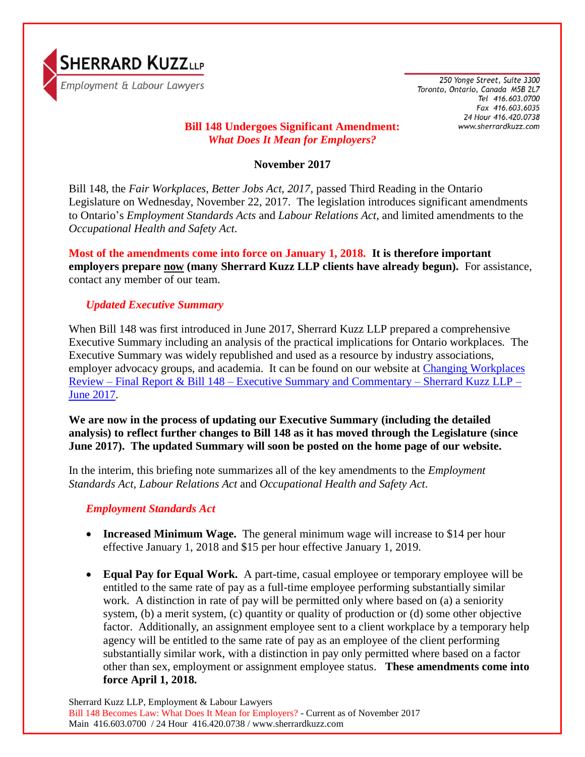**SHERRARD KUZZ LLP**
*Employment & Labour Lawyers*

250 Yonge Street, Suite 3300
Toronto, Ontario, Canada M5B 2L7
Tel 416.603.0700
Fax 416.603.6035
24 Hour 416.420.0738
www.sherrardkuzz.com

# Bill 148 Undergoes Significant Amendment: *What Does It Mean for Employers?*

**November 2017**

Bill 148, the *Fair Workplaces, Better Jobs Act, 2017*, passed Third Reading in the Ontario Legislature on Wednesday, November 22, 2017. The legislation introduces significant amendments to Ontario's *Employment Standards Acts* and *Labour Relations Act*, and limited amendments to the *Occupational Health and Safety Act*.

**Most of the amendments come into force on January 1, 2018. It is therefore important employers prepare now (many Sherrard Kuzz LLP clients have already begun).** For assistance, contact any member of our team.

## *Updated Executive Summary*

When Bill 148 was first introduced in June 2017, Sherrard Kuzz LLP prepared a comprehensive Executive Summary including an analysis of the practical implications for Ontario workplaces. The Executive Summary was widely republished and used as a resource by industry associations, employer advocacy groups, and academia. It can be found on our website at Changing Workplaces Review – Final Report & Bill 148 – Executive Summary and Commentary – Sherrard Kuzz LLP – June 2017.

**We are now in the process of updating our Executive Summary (including the detailed analysis) to reflect further changes to Bill 148 as it has moved through the Legislature (since June 2017). The updated Summary will soon be posted on the home page of our website.**

In the interim, this briefing note summarizes all of the key amendments to the *Employment Standards Act, Labour Relations Act* and *Occupational Health and Safety Act*.

## *Employment Standards Act*

- **Increased Minimum Wage.** The general minimum wage will increase to $14 per hour effective January 1, 2018 and $15 per hour effective January 1, 2019.

- **Equal Pay for Equal Work.** A part-time, casual employee or temporary employee will be entitled to the same rate of pay as a full-time employee performing substantially similar work. A distinction in rate of pay will be permitted only where based on (a) a seniority system, (b) a merit system, (c) quantity or quality of production or (d) some other objective factor. Additionally, an assignment employee sent to a client workplace by a temporary help agency will be entitled to the same rate of pay as an employee of the client performing substantially similar work, with a distinction in pay only permitted where based on a factor other than sex, employment or assignment employee status. **These amendments come into force April 1, 2018.**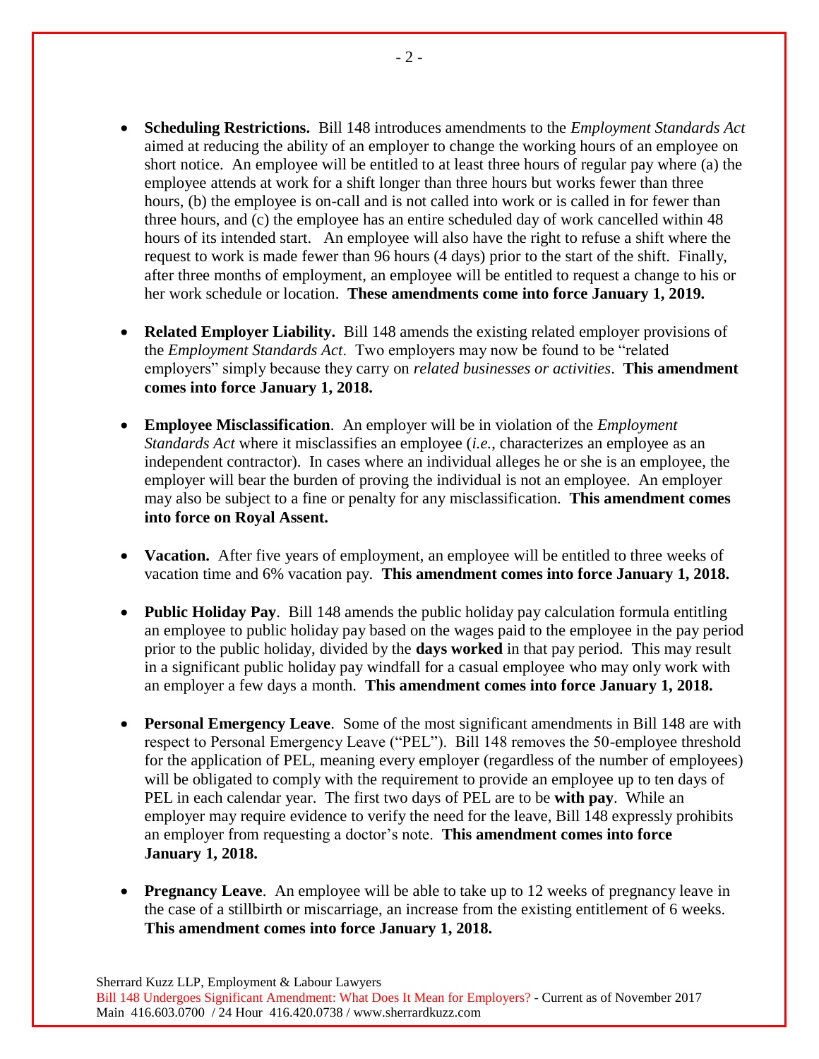- **Scheduling Restrictions.** Bill 148 introduces amendments to the *Employment Standards Act* aimed at reducing the ability of an employer to change the working hours of an employee on short notice. An employee will be entitled to at least three hours of regular pay where (a) the employee attends at work for a shift longer than three hours but works fewer than three hours, (b) the employee is on-call and is not called into work or is called in for fewer than three hours, and (c) the employee has an entire scheduled day of work cancelled within 48 hours of its intended start. An employee will also have the right to refuse a shift where the request to work is made fewer than 96 hours (4 days) prior to the start of the shift. Finally, after three months of employment, an employee will be entitled to request a change to his or her work schedule or location. **These amendments come into force January 1, 2019.**

- **Related Employer Liability.** Bill 148 amends the existing related employer provisions of the *Employment Standards Act*. Two employers may now be found to be "related employers" simply because they carry on *related businesses or activities*. **This amendment comes into force January 1, 2018.**

- **Employee Misclassification**. An employer will be in violation of the *Employment Standards Act* where it misclassifies an employee (*i.e.*, characterizes an employee as an independent contractor). In cases where an individual alleges he or she is an employee, the employer will bear the burden of proving the individual is not an employee. An employer may also be subject to a fine or penalty for any misclassification. **This amendment comes into force on Royal Assent.**

- **Vacation.** After five years of employment, an employee will be entitled to three weeks of vacation time and 6% vacation pay. **This amendment comes into force January 1, 2018.**

- **Public Holiday Pay**. Bill 148 amends the public holiday pay calculation formula entitling an employee to public holiday pay based on the wages paid to the employee in the pay period prior to the public holiday, divided by the **days worked** in that pay period. This may result in a significant public holiday pay windfall for a casual employee who may only work with an employer a few days a month. **This amendment comes into force January 1, 2018.**

- **Personal Emergency Leave**. Some of the most significant amendments in Bill 148 are with respect to Personal Emergency Leave ("PEL"). Bill 148 removes the 50-employee threshold for the application of PEL, meaning every employer (regardless of the number of employees) will be obligated to comply with the requirement to provide an employee up to ten days of PEL in each calendar year. The first two days of PEL are to be **with pay**. While an employer may require evidence to verify the need for the leave, Bill 148 expressly prohibits an employer from requesting a doctor's note. **This amendment comes into force January 1, 2018.**

- **Pregnancy Leave**. An employee will be able to take up to 12 weeks of pregnancy leave in the case of a stillbirth or miscarriage, an increase from the existing entitlement of 6 weeks. **This amendment comes into force January 1, 2018.**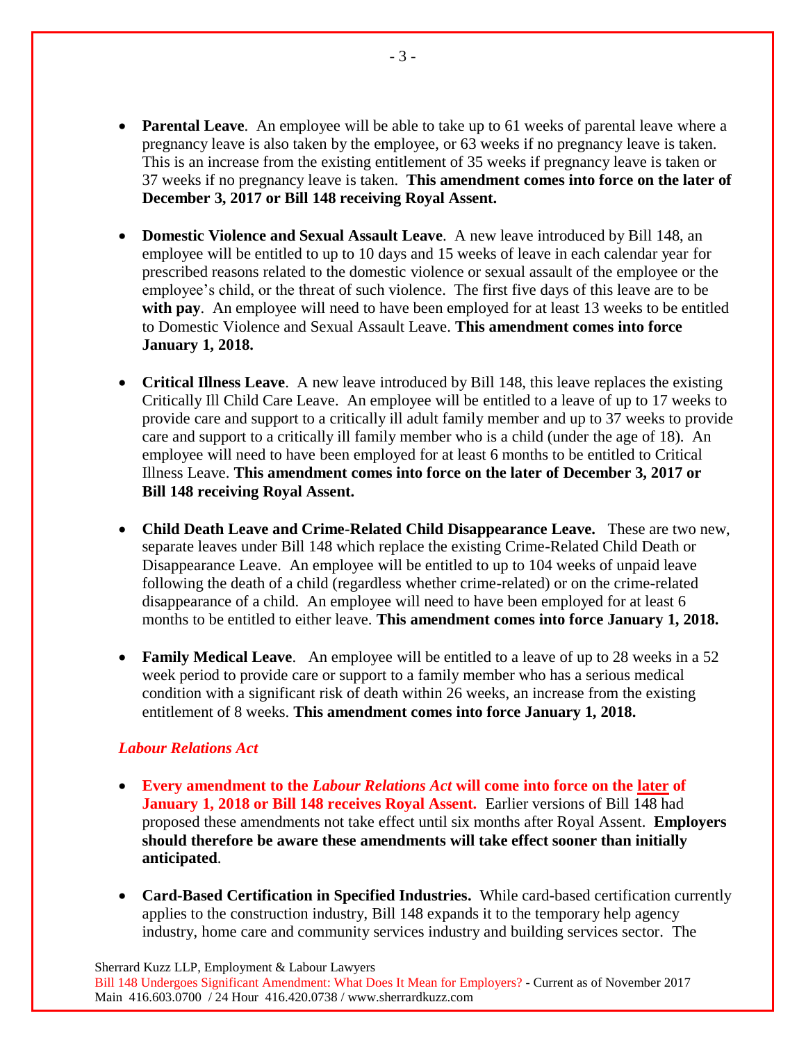- **Parental Leave**. An employee will be able to take up to 61 weeks of parental leave where a pregnancy leave is also taken by the employee, or 63 weeks if no pregnancy leave is taken. This is an increase from the existing entitlement of 35 weeks if pregnancy leave is taken or 37 weeks if no pregnancy leave is taken. **This amendment comes into force on the later of December 3, 2017 or Bill 148 receiving Royal Assent.**

- **Domestic Violence and Sexual Assault Leave**. A new leave introduced by Bill 148, an employee will be entitled to up to 10 days and 15 weeks of leave in each calendar year for prescribed reasons related to the domestic violence or sexual assault of the employee or the employee's child, or the threat of such violence. The first five days of this leave are to be **with pay**. An employee will need to have been employed for at least 13 weeks to be entitled to Domestic Violence and Sexual Assault Leave. **This amendment comes into force January 1, 2018.**

- **Critical Illness Leave**. A new leave introduced by Bill 148, this leave replaces the existing Critically Ill Child Care Leave. An employee will be entitled to a leave of up to 17 weeks to provide care and support to a critically ill adult family member and up to 37 weeks to provide care and support to a critically ill family member who is a child (under the age of 18). An employee will need to have been employed for at least 6 months to be entitled to Critical Illness Leave. **This amendment comes into force on the later of December 3, 2017 or Bill 148 receiving Royal Assent.**

- **Child Death Leave and Crime-Related Child Disappearance Leave.** These are two new, separate leaves under Bill 148 which replace the existing Crime-Related Child Death or Disappearance Leave. An employee will be entitled to up to 104 weeks of unpaid leave following the death of a child (regardless whether crime-related) or on the crime-related disappearance of a child. An employee will need to have been employed for at least 6 months to be entitled to either leave. **This amendment comes into force January 1, 2018.**

- **Family Medical Leave**. An employee will be entitled to a leave of up to 28 weeks in a 52 week period to provide care or support to a family member who has a serious medical condition with a significant risk of death within 26 weeks, an increase from the existing entitlement of 8 weeks. **This amendment comes into force January 1, 2018.**

### *Labour Relations Act*

- **Every amendment to the *Labour Relations Act* will come into force on the later of January 1, 2018 or Bill 148 receives Royal Assent.** Earlier versions of Bill 148 had proposed these amendments not take effect until six months after Royal Assent. **Employers should therefore be aware these amendments will take effect sooner than initially anticipated**.

- **Card-Based Certification in Specified Industries.** While card-based certification currently applies to the construction industry, Bill 148 expands it to the temporary help agency industry, home care and community services industry and building services sector. The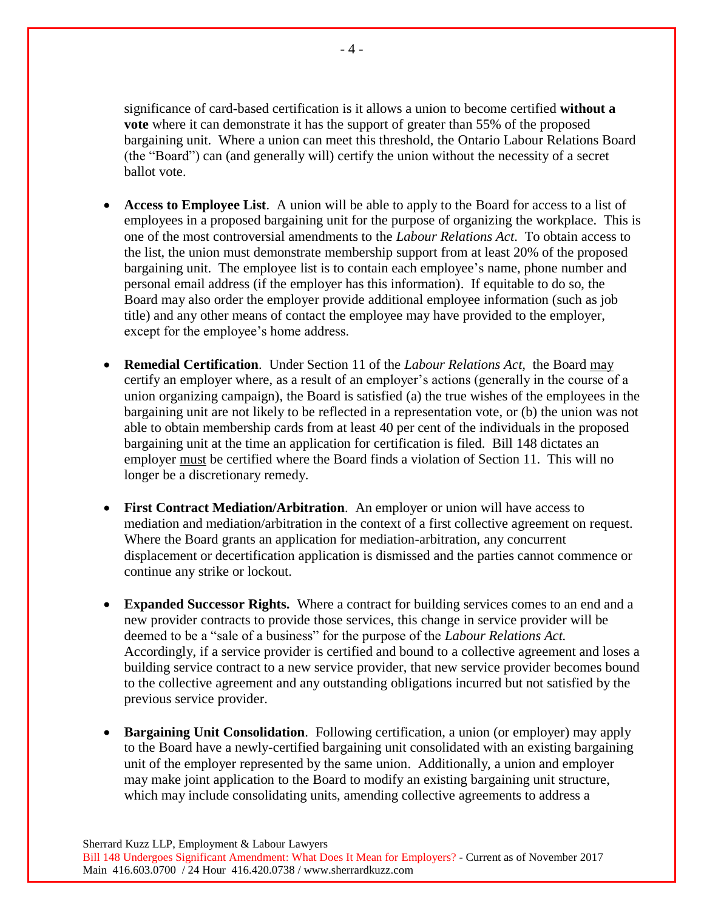significance of card-based certification is it allows a union to become certified **without a vote** where it can demonstrate it has the support of greater than 55% of the proposed bargaining unit. Where a union can meet this threshold, the Ontario Labour Relations Board (the "Board") can (and generally will) certify the union without the necessity of a secret ballot vote.

- **Access to Employee List**. A union will be able to apply to the Board for access to a list of employees in a proposed bargaining unit for the purpose of organizing the workplace. This is one of the most controversial amendments to the *Labour Relations Act*. To obtain access to the list, the union must demonstrate membership support from at least 20% of the proposed bargaining unit. The employee list is to contain each employee's name, phone number and personal email address (if the employer has this information). If equitable to do so, the Board may also order the employer provide additional employee information (such as job title) and any other means of contact the employee may have provided to the employer, except for the employee's home address.

- **Remedial Certification**. Under Section 11 of the *Labour Relations Act,* the Board <u>may</u> certify an employer where, as a result of an employer's actions (generally in the course of a union organizing campaign), the Board is satisfied (a) the true wishes of the employees in the bargaining unit are not likely to be reflected in a representation vote, or (b) the union was not able to obtain membership cards from at least 40 per cent of the individuals in the proposed bargaining unit at the time an application for certification is filed. Bill 148 dictates an employer <u>must</u> be certified where the Board finds a violation of Section 11. This will no longer be a discretionary remedy.

- **First Contract Mediation/Arbitration**. An employer or union will have access to mediation and mediation/arbitration in the context of a first collective agreement on request. Where the Board grants an application for mediation-arbitration, any concurrent displacement or decertification application is dismissed and the parties cannot commence or continue any strike or lockout.

- **Expanded Successor Rights.** Where a contract for building services comes to an end and a new provider contracts to provide those services, this change in service provider will be deemed to be a "sale of a business" for the purpose of the *Labour Relations Act.* Accordingly, if a service provider is certified and bound to a collective agreement and loses a building service contract to a new service provider, that new service provider becomes bound to the collective agreement and any outstanding obligations incurred but not satisfied by the previous service provider.

- **Bargaining Unit Consolidation**. Following certification, a union (or employer) may apply to the Board have a newly-certified bargaining unit consolidated with an existing bargaining unit of the employer represented by the same union. Additionally, a union and employer may make joint application to the Board to modify an existing bargaining unit structure, which may include consolidating units, amending collective agreements to address a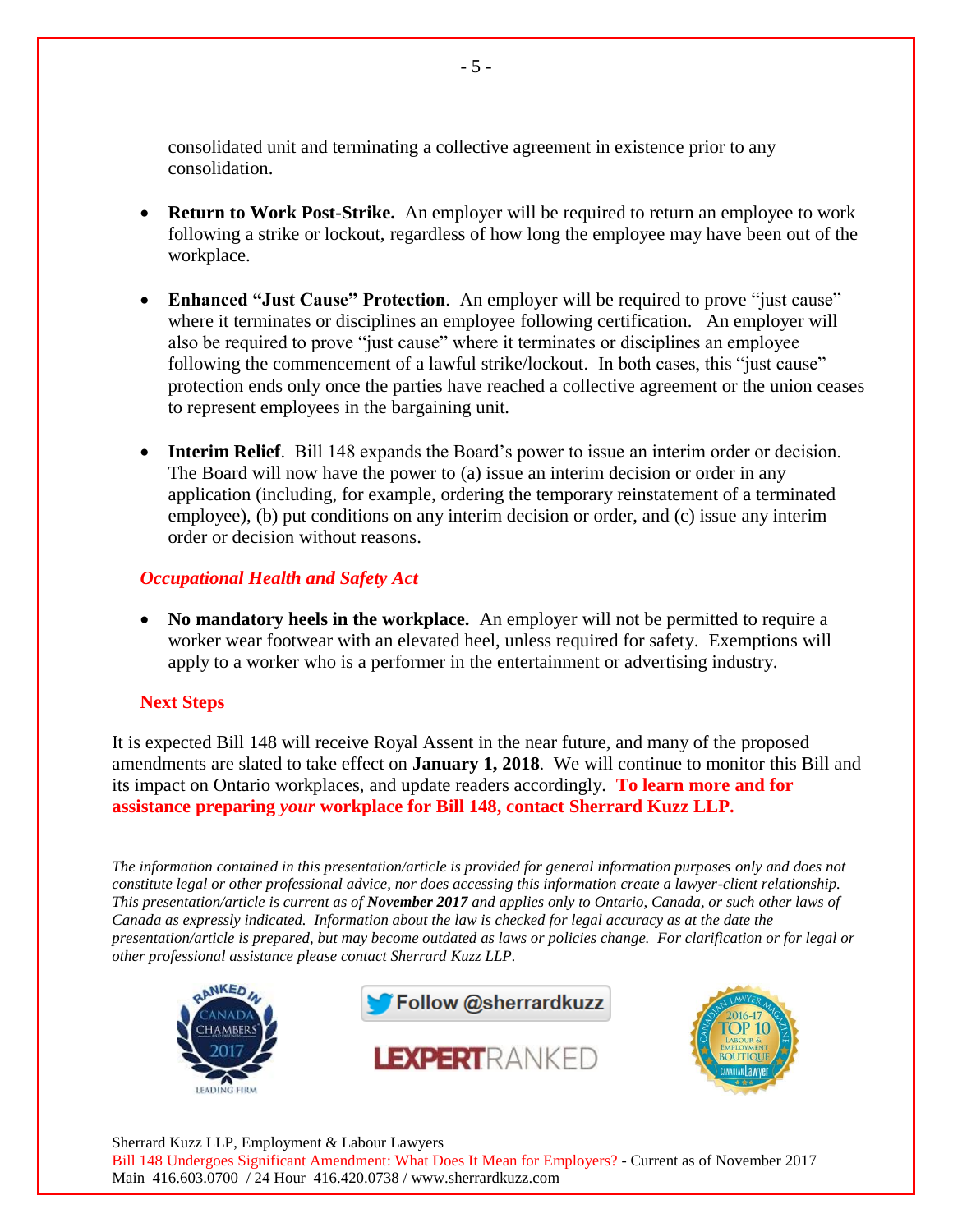consolidated unit and terminating a collective agreement in existence prior to any consolidation.

- **Return to Work Post-Strike.** An employer will be required to return an employee to work following a strike or lockout, regardless of how long the employee may have been out of the workplace.

- **Enhanced "Just Cause" Protection**. An employer will be required to prove "just cause" where it terminates or disciplines an employee following certification. An employer will also be required to prove "just cause" where it terminates or disciplines an employee following the commencement of a lawful strike/lockout. In both cases, this "just cause" protection ends only once the parties have reached a collective agreement or the union ceases to represent employees in the bargaining unit.

- **Interim Relief**. Bill 148 expands the Board's power to issue an interim order or decision. The Board will now have the power to (a) issue an interim decision or order in any application (including, for example, ordering the temporary reinstatement of a terminated employee), (b) put conditions on any interim decision or order, and (c) issue any interim order or decision without reasons.

### *Occupational Health and Safety Act*

- **No mandatory heels in the workplace.** An employer will not be permitted to require a worker wear footwear with an elevated heel, unless required for safety. Exemptions will apply to a worker who is a performer in the entertainment or advertising industry.

### Next Steps

It is expected Bill 148 will receive Royal Assent in the near future, and many of the proposed amendments are slated to take effect on **January 1, 2018**. We will continue to monitor this Bill and its impact on Ontario workplaces, and update readers accordingly. **To learn more and for assistance preparing *your* workplace for Bill 148, contact Sherrard Kuzz LLP.**

*The information contained in this presentation/article is provided for general information purposes only and does not constitute legal or other professional advice, nor does accessing this information create a lawyer-client relationship. This presentation/article is current as of **November 2017** and applies only to Ontario, Canada, or such other laws of Canada as expressly indicated. Information about the law is checked for legal accuracy as at the date the presentation/article is prepared, but may become outdated as laws or policies change. For clarification or for legal or other professional assistance please contact Sherrard Kuzz LLP.*

Ranked in Canada Chambers 2017 Leading Firm

Follow @sherrardkuzz

LEXPERT RANKED

Canadian Lawyer Magazine 2016-17 Top 10 Labour & Employment Boutique

Sherrard Kuzz LLP, Employment & Labour Lawyers
Bill 148 Undergoes Significant Amendment: What Does It Mean for Employers? - Current as of November 2017
Main 416.603.0700 / 24 Hour 416.420.0738 / www.sherrardkuzz.com